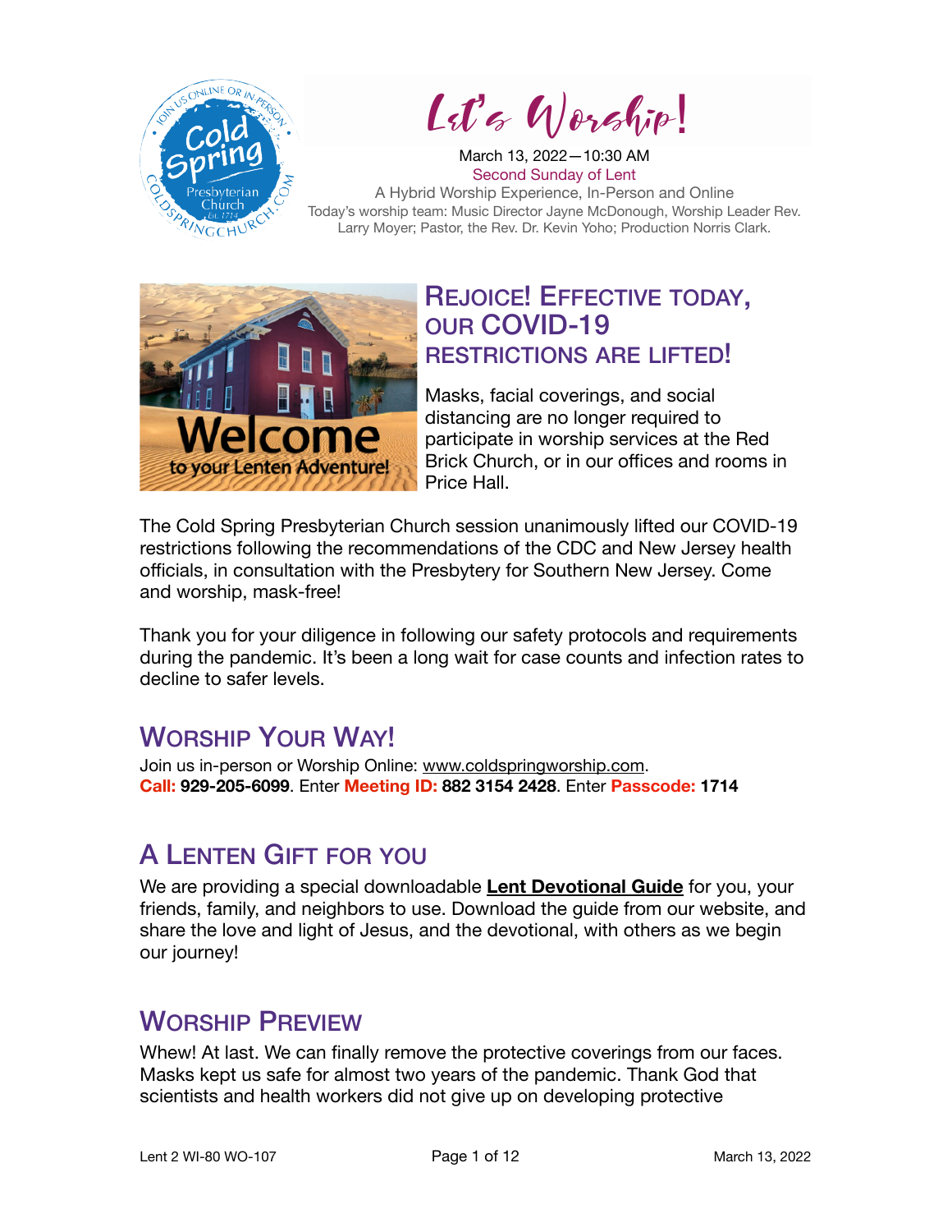# Let's Worship!

March 13, 2022—10:30 AM
Second Sunday of Lent
A Hybrid Worship Experience, In-Person and Online
Today's worship team: Music Director Jayne McDonough, Worship Leader Rev. Larry Moyer; Pastor, the Rev. Dr. Kevin Yoho; Production Norris Clark.

## Rejoice! Effective today, our COVID-19 restrictions are lifted!

Masks, facial coverings, and social distancing are no longer required to participate in worship services at the Red Brick Church, or in our offices and rooms in Price Hall.

The Cold Spring Presbyterian Church session unanimously lifted our COVID-19 restrictions following the recommendations of the CDC and New Jersey health officials, in consultation with the Presbytery for Southern New Jersey. Come and worship, mask-free!

Thank you for your diligence in following our safety protocols and requirements during the pandemic. It's been a long wait for case counts and infection rates to decline to safer levels.

## Worship Your Way!

Join us in-person or Worship Online: www.coldspringworship.com.
**Call: 929-205-6099**. Enter **Meeting ID: 882 3154 2428**. Enter **Passcode: 1714**

## A Lenten Gift for You

We are providing a special downloadable **Lent Devotional Guide** for you, your friends, family, and neighbors to use. Download the guide from our website, and share the love and light of Jesus, and the devotional, with others as we begin our journey!

## Worship Preview

Whew! At last. We can finally remove the protective coverings from our faces. Masks kept us safe for almost two years of the pandemic. Thank God that scientists and health workers did not give up on developing protective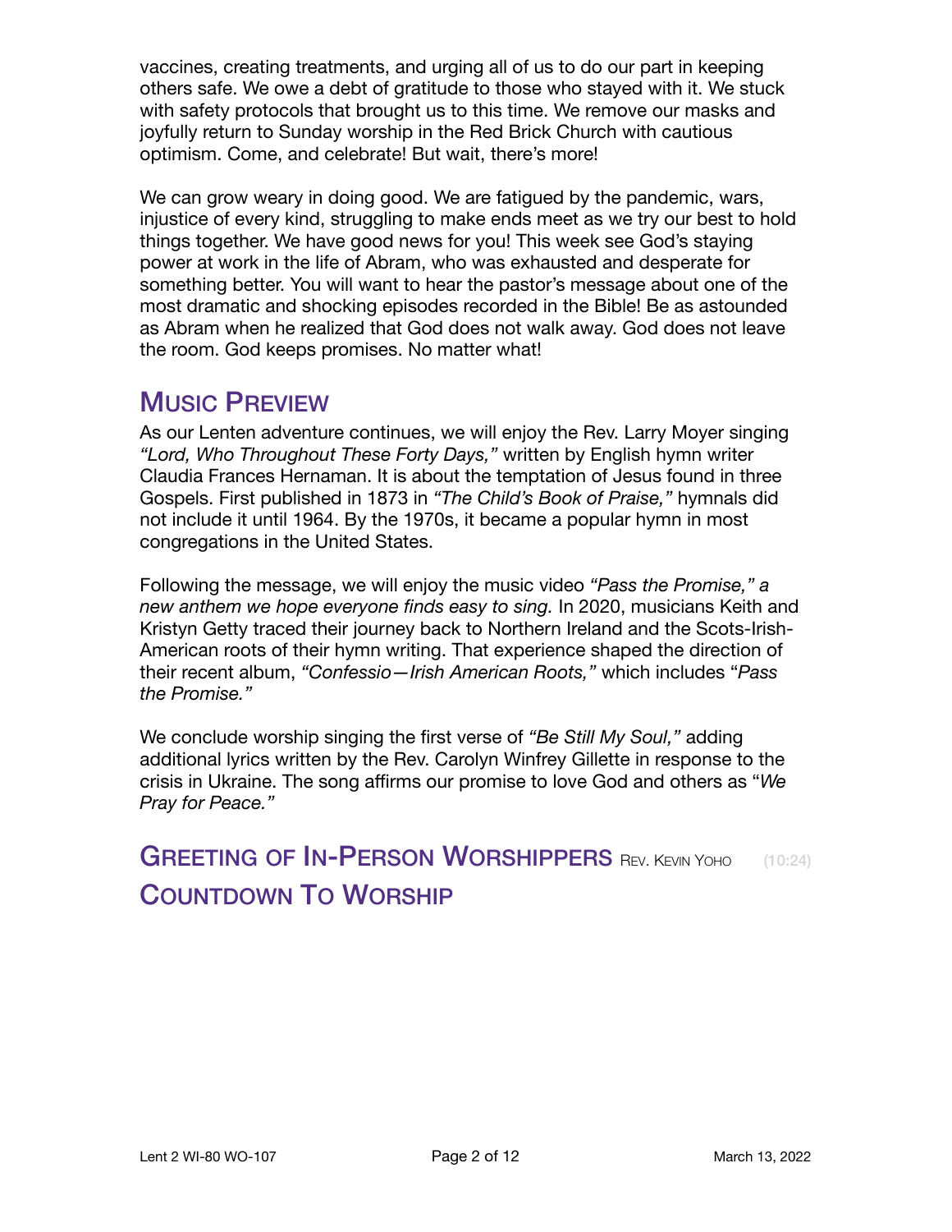vaccines, creating treatments, and urging all of us to do our part in keeping others safe. We owe a debt of gratitude to those who stayed with it. We stuck with safety protocols that brought us to this time. We remove our masks and joyfully return to Sunday worship in the Red Brick Church with cautious optimism. Come, and celebrate! But wait, there's more!

We can grow weary in doing good. We are fatigued by the pandemic, wars, injustice of every kind, struggling to make ends meet as we try our best to hold things together. We have good news for you! This week see God's staying power at work in the life of Abram, who was exhausted and desperate for something better. You will want to hear the pastor's message about one of the most dramatic and shocking episodes recorded in the Bible! Be as astounded as Abram when he realized that God does not walk away. God does not leave the room. God keeps promises. No matter what!

## Music Preview

As our Lenten adventure continues, we will enjoy the Rev. Larry Moyer singing *"Lord, Who Throughout These Forty Days,"* written by English hymn writer Claudia Frances Hernaman. It is about the temptation of Jesus found in three Gospels. First published in 1873 in *"The Child's Book of Praise,"* hymnals did not include it until 1964. By the 1970s, it became a popular hymn in most congregations in the United States.

Following the message, we will enjoy the music video *"Pass the Promise," a new anthem we hope everyone finds easy to sing.* In 2020, musicians Keith and Kristyn Getty traced their journey back to Northern Ireland and the Scots-Irish-American roots of their hymn writing. That experience shaped the direction of their recent album, *"Confessio—Irish American Roots,"* which includes "*Pass the Promise."*

We conclude worship singing the first verse of *"Be Still My Soul,"* adding additional lyrics written by the Rev. Carolyn Winfrey Gillette in response to the crisis in Ukraine. The song affirms our promise to love God and others as "*We Pray for Peace."*

## Greeting of In-Person Worshippers Rev. Kevin Yoho (10:24)

## Countdown To Worship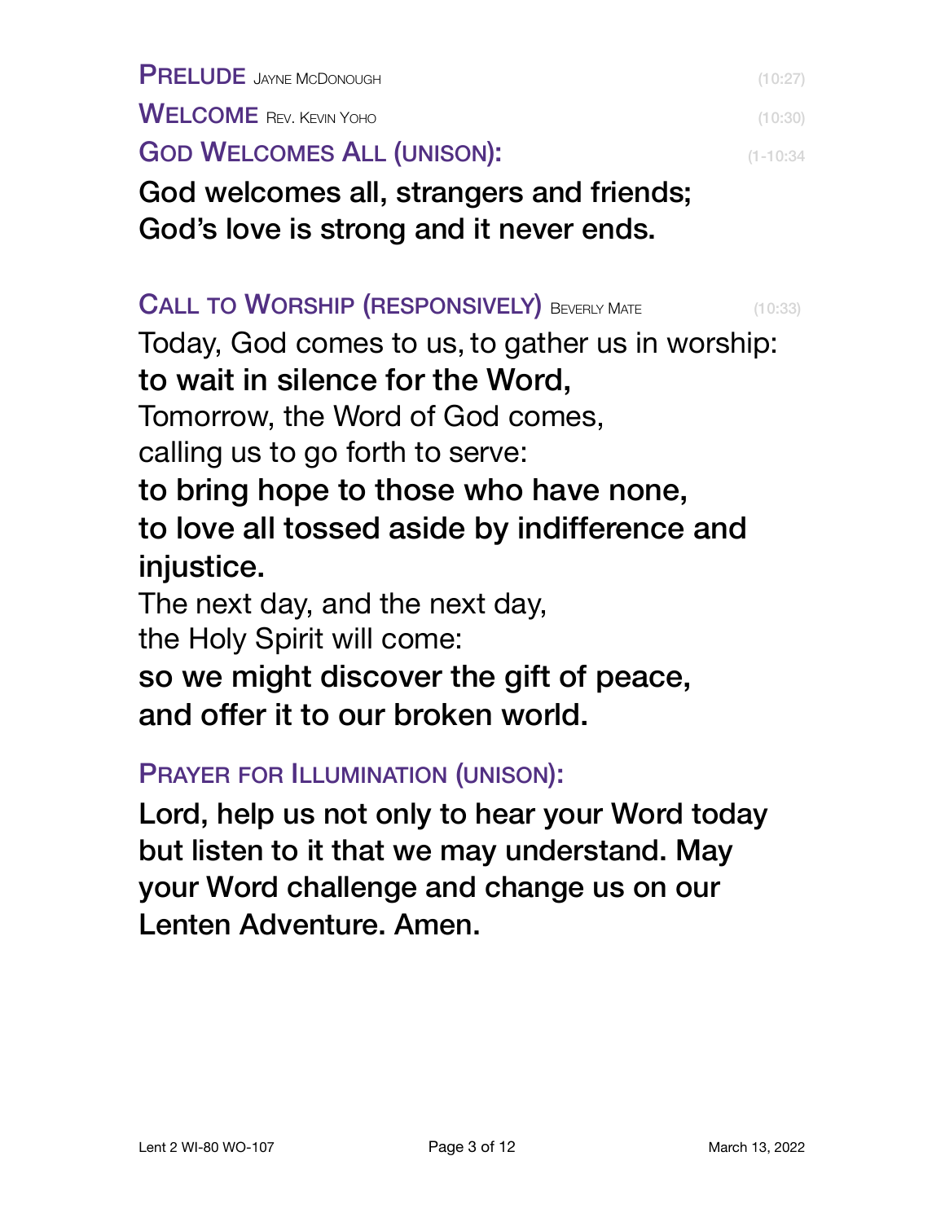## PRELUDE JAYNE MCDONOUGH (10:27)

## WELCOME REV. KEVIN YOHO (10:30)

## GOD WELCOMES ALL (UNISON): (1-10:34

**God welcomes all, strangers and friends;**
**God's love is strong and it never ends.**

## CALL TO WORSHIP (RESPONSIVELY) BEVERLY MATE (10:33)

Today, God comes to us, to gather us in worship:
**to wait in silence for the Word,**
Tomorrow, the Word of God comes,
calling us to go forth to serve:
**to bring hope to those who have none,**
**to love all tossed aside by indifference and injustice.**
The next day, and the next day,
the Holy Spirit will come:
**so we might discover the gift of peace,**
**and offer it to our broken world.**

## PRAYER FOR ILLUMINATION (UNISON):

**Lord, help us not only to hear your Word today but listen to it that we may understand. May your Word challenge and change us on our Lenten Adventure. Amen.**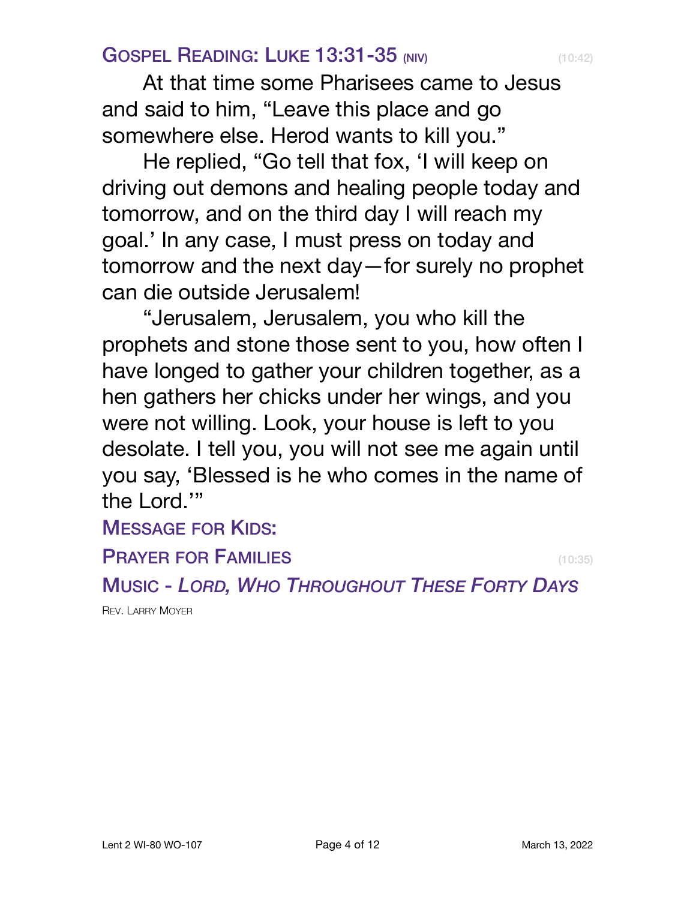## Gospel Reading: Luke 13:31-35 (NIV) (10:42)

At that time some Pharisees came to Jesus and said to him, "Leave this place and go somewhere else. Herod wants to kill you."

He replied, "Go tell that fox, 'I will keep on driving out demons and healing people today and tomorrow, and on the third day I will reach my goal.' In any case, I must press on today and tomorrow and the next day—for surely no prophet can die outside Jerusalem!

"Jerusalem, Jerusalem, you who kill the prophets and stone those sent to you, how often I have longed to gather your children together, as a hen gathers her chicks under her wings, and you were not willing. Look, your house is left to you desolate. I tell you, you will not see me again until you say, 'Blessed is he who comes in the name of the Lord.'"

## Message for Kids:

## Prayer for Families (10:35)

## Music - *Lord, Who Throughout These Forty Days*

Rev. Larry Moyer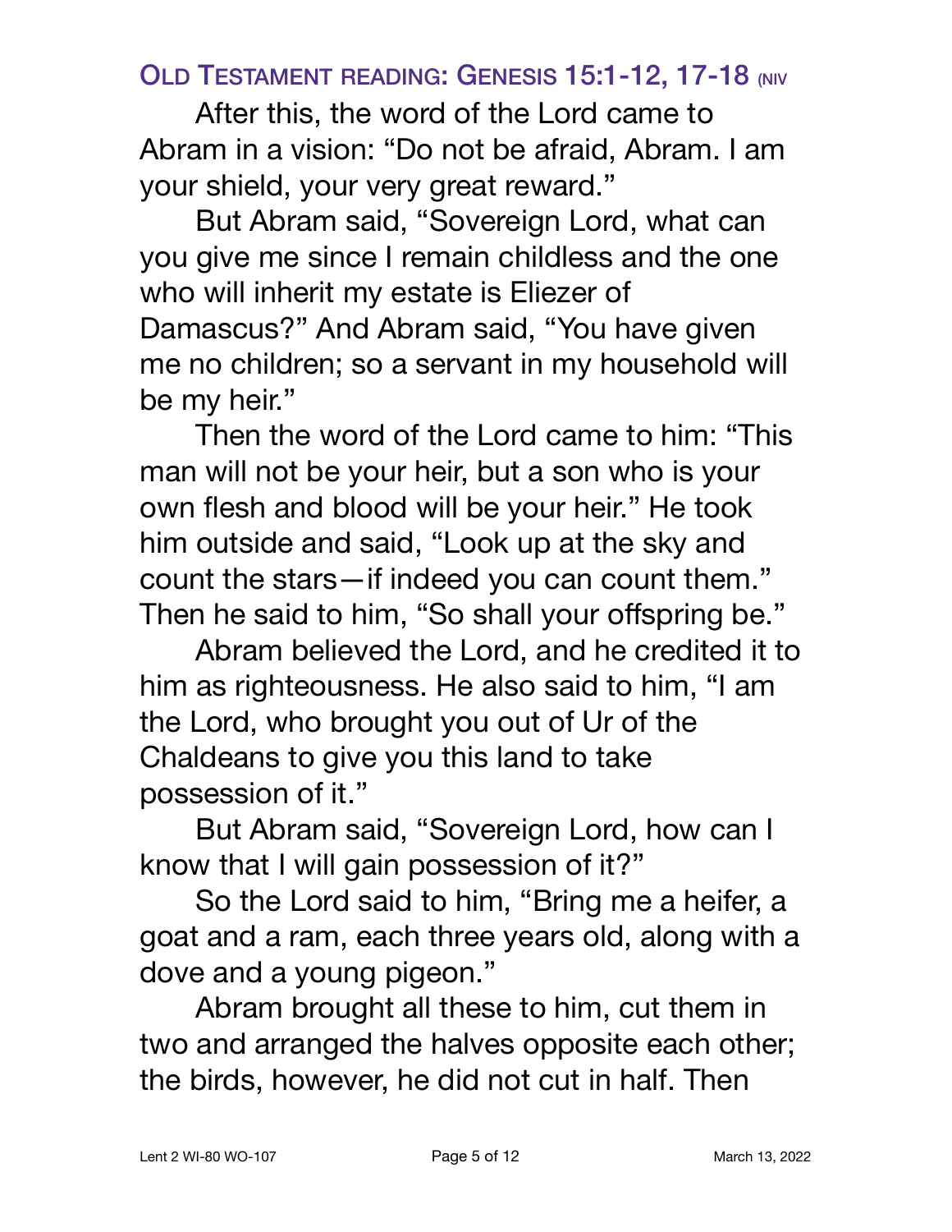## Old Testament reading: Genesis 15:1-12, 17-18 (NIV

After this, the word of the Lord came to Abram in a vision: "Do not be afraid, Abram. I am your shield, your very great reward."

But Abram said, "Sovereign Lord, what can you give me since I remain childless and the one who will inherit my estate is Eliezer of Damascus?" And Abram said, "You have given me no children; so a servant in my household will be my heir."

Then the word of the Lord came to him: "This man will not be your heir, but a son who is your own flesh and blood will be your heir." He took him outside and said, "Look up at the sky and count the stars—if indeed you can count them." Then he said to him, "So shall your offspring be."

Abram believed the Lord, and he credited it to him as righteousness. He also said to him, "I am the Lord, who brought you out of Ur of the Chaldeans to give you this land to take possession of it."

But Abram said, "Sovereign Lord, how can I know that I will gain possession of it?"

So the Lord said to him, "Bring me a heifer, a goat and a ram, each three years old, along with a dove and a young pigeon."

Abram brought all these to him, cut them in two and arranged the halves opposite each other; the birds, however, he did not cut in half. Then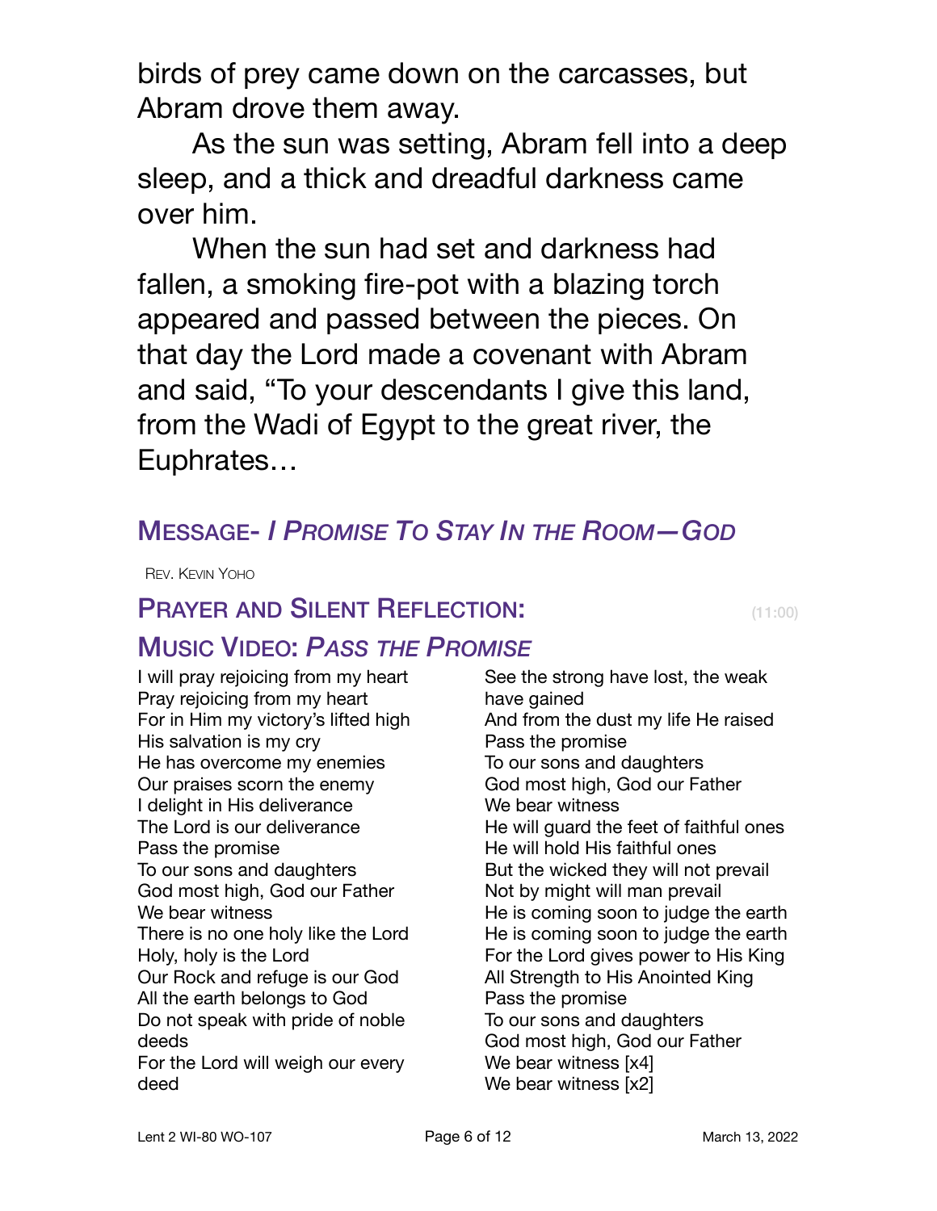birds of prey came down on the carcasses, but Abram drove them away.

As the sun was setting, Abram fell into a deep sleep, and a thick and dreadful darkness came over him.

When the sun had set and darkness had fallen, a smoking fire-pot with a blazing torch appeared and passed between the pieces. On that day the Lord made a covenant with Abram and said, "To your descendants I give this land, from the Wadi of Egypt to the great river, the Euphrates…

## MESSAGE- *I PROMISE TO STAY IN THE ROOM—GOD*

REV. KEVIN YOHO

## PRAYER AND SILENT REFLECTION: (11:00)

## MUSIC VIDEO: *PASS THE PROMISE*

I will pray rejoicing from my heart
Pray rejoicing from my heart
For in Him my victory's lifted high
His salvation is my cry
He has overcome my enemies
Our praises scorn the enemy
I delight in His deliverance
The Lord is our deliverance
Pass the promise
To our sons and daughters
God most high, God our Father
We bear witness
There is no one holy like the Lord
Holy, holy is the Lord
Our Rock and refuge is our God
All the earth belongs to God
Do not speak with pride of noble deeds
For the Lord will weigh our every deed
See the strong have lost, the weak have gained
And from the dust my life He raised
Pass the promise
To our sons and daughters
God most high, God our Father
We bear witness
He will guard the feet of faithful ones
He will hold His faithful ones
But the wicked they will not prevail
Not by might will man prevail
He is coming soon to judge the earth
He is coming soon to judge the earth
For the Lord gives power to His King
All Strength to His Anointed King
Pass the promise
To our sons and daughters
God most high, God our Father
We bear witness [x4]
We bear witness [x2]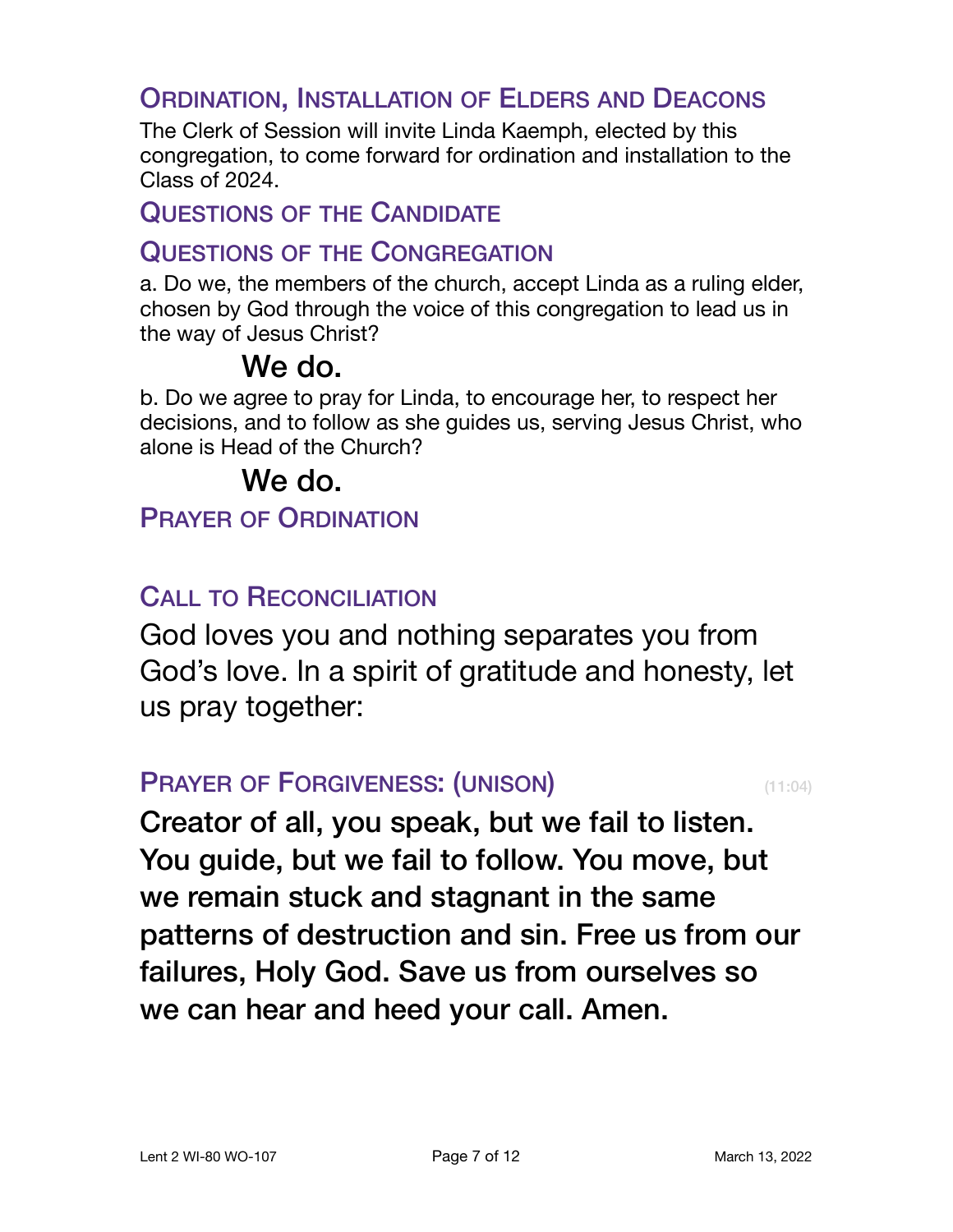## Ordination, Installation of Elders and Deacons

The Clerk of Session will invite Linda Kaemph, elected by this congregation, to come forward for ordination and installation to the Class of 2024.

## Questions of the Candidate

## Questions of the Congregation

a. Do we, the members of the church, accept Linda as a ruling elder, chosen by God through the voice of this congregation to lead us in the way of Jesus Christ?

**We do.**

b. Do we agree to pray for Linda, to encourage her, to respect her decisions, and to follow as she guides us, serving Jesus Christ, who alone is Head of the Church?

**We do.**

## Prayer of Ordination

## Call to Reconciliation

God loves you and nothing separates you from God's love. In a spirit of gratitude and honesty, let us pray together:

## Prayer of Forgiveness: (unison) (11:04)

**Creator of all, you speak, but we fail to listen. You guide, but we fail to follow. You move, but we remain stuck and stagnant in the same patterns of destruction and sin. Free us from our failures, Holy God. Save us from ourselves so we can hear and heed your call. Amen.**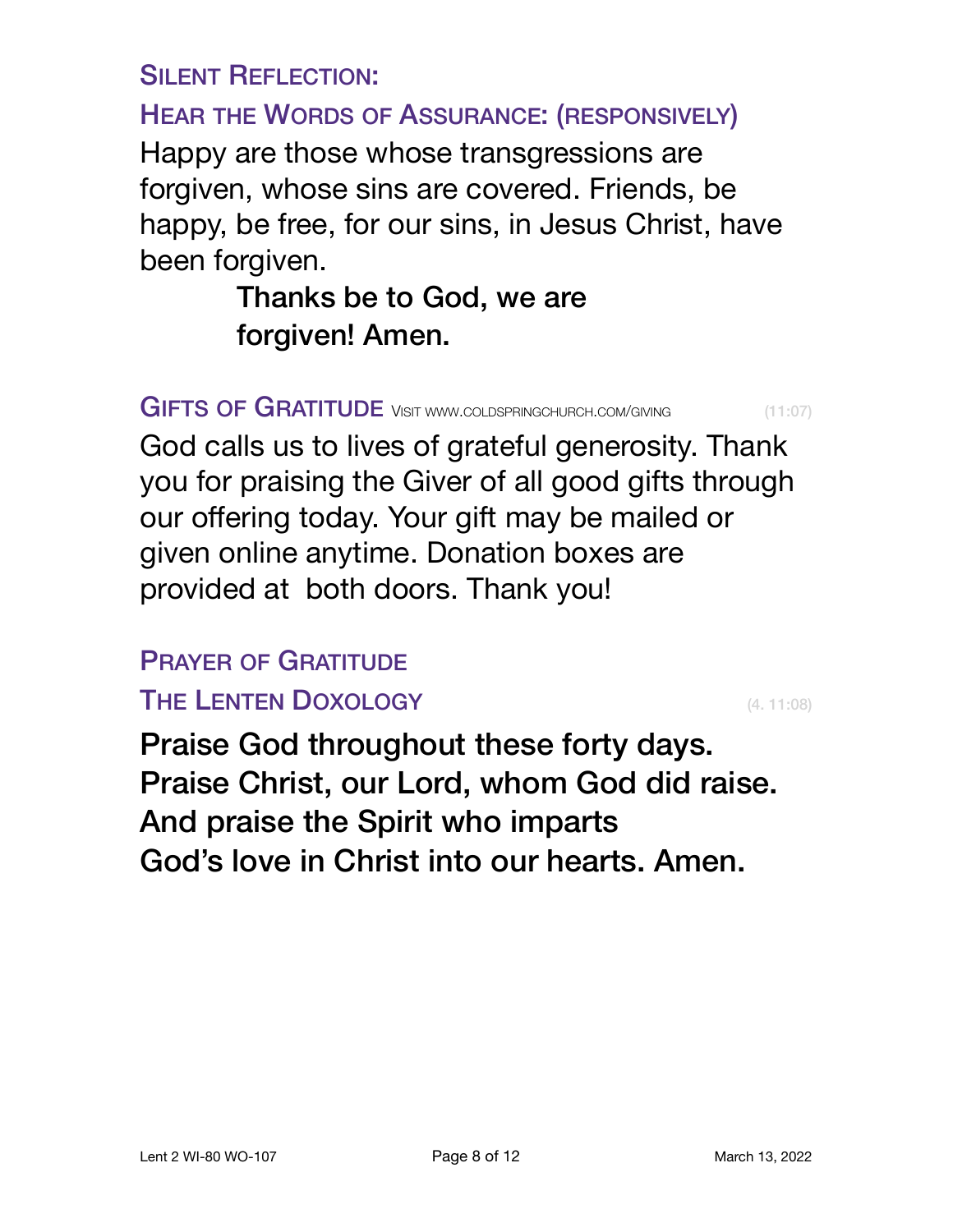### SILENT REFLECTION:

### HEAR THE WORDS OF ASSURANCE: (RESPONSIVELY)

Happy are those whose transgressions are forgiven, whose sins are covered. Friends, be happy, be free, for our sins, in Jesus Christ, have been forgiven.

> **Thanks be to God, we are forgiven! Amen.**

### GIFTS OF GRATITUDE VISIT WWW.COLDSPRINGCHURCH.COM/GIVING (11:07)

God calls us to lives of grateful generosity. Thank you for praising the Giver of all good gifts through our offering today. Your gift may be mailed or given online anytime. Donation boxes are provided at both doors. Thank you!

### PRAYER OF GRATITUDE

### THE LENTEN DOXOLOGY (4. 11:08)

**Praise God throughout these forty days.**
**Praise Christ, our Lord, whom God did raise.**
**And praise the Spirit who imparts**
**God's love in Christ into our hearts. Amen.**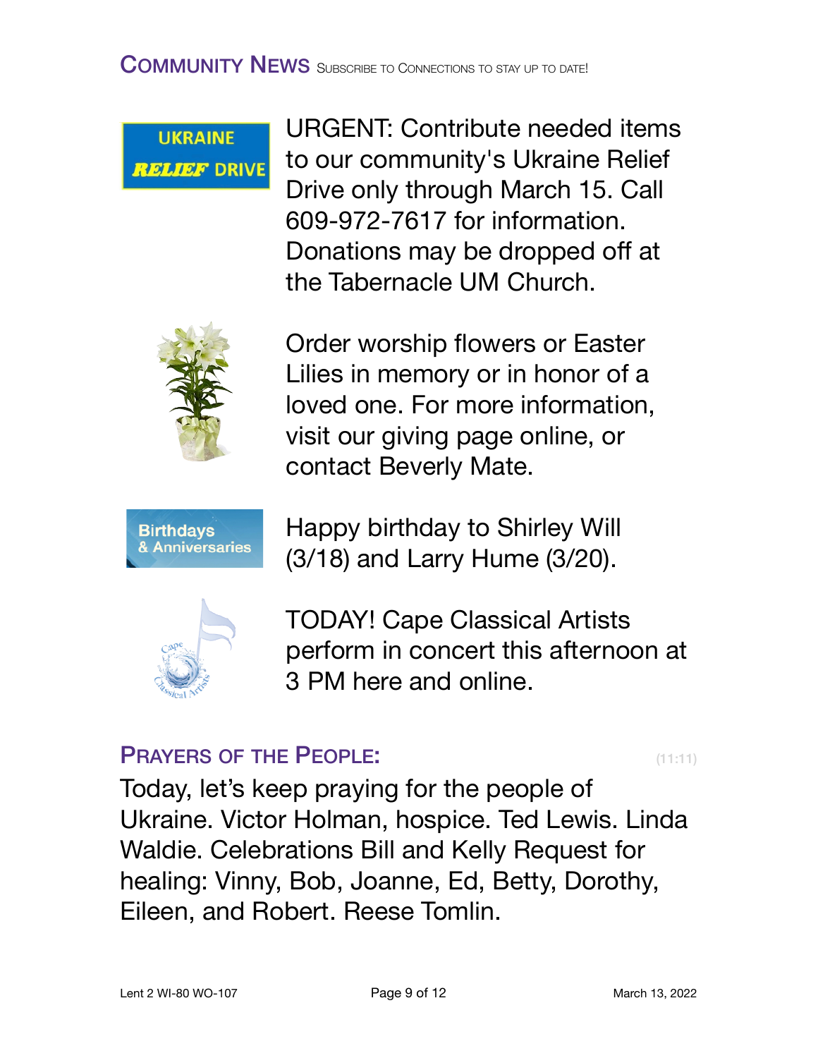## Community News Subscribe to Connections to stay up to date!

UKRAINE RELIEF DRIVE

URGENT: Contribute needed items to our community's Ukraine Relief Drive only through March 15. Call 609-972-7617 for information. Donations may be dropped off at the Tabernacle UM Church.

Order worship flowers or Easter Lilies in memory or in honor of a loved one. For more information, visit our giving page online, or contact Beverly Mate.

Birthdays & Anniversaries

Happy birthday to Shirley Will (3/18) and Larry Hume (3/20).

TODAY! Cape Classical Artists perform in concert this afternoon at 3 PM here and online.

## Prayers of the People: (11:11)

Today, let's keep praying for the people of Ukraine. Victor Holman, hospice. Ted Lewis. Linda Waldie. Celebrations Bill and Kelly Request for healing: Vinny, Bob, Joanne, Ed, Betty, Dorothy, Eileen, and Robert. Reese Tomlin.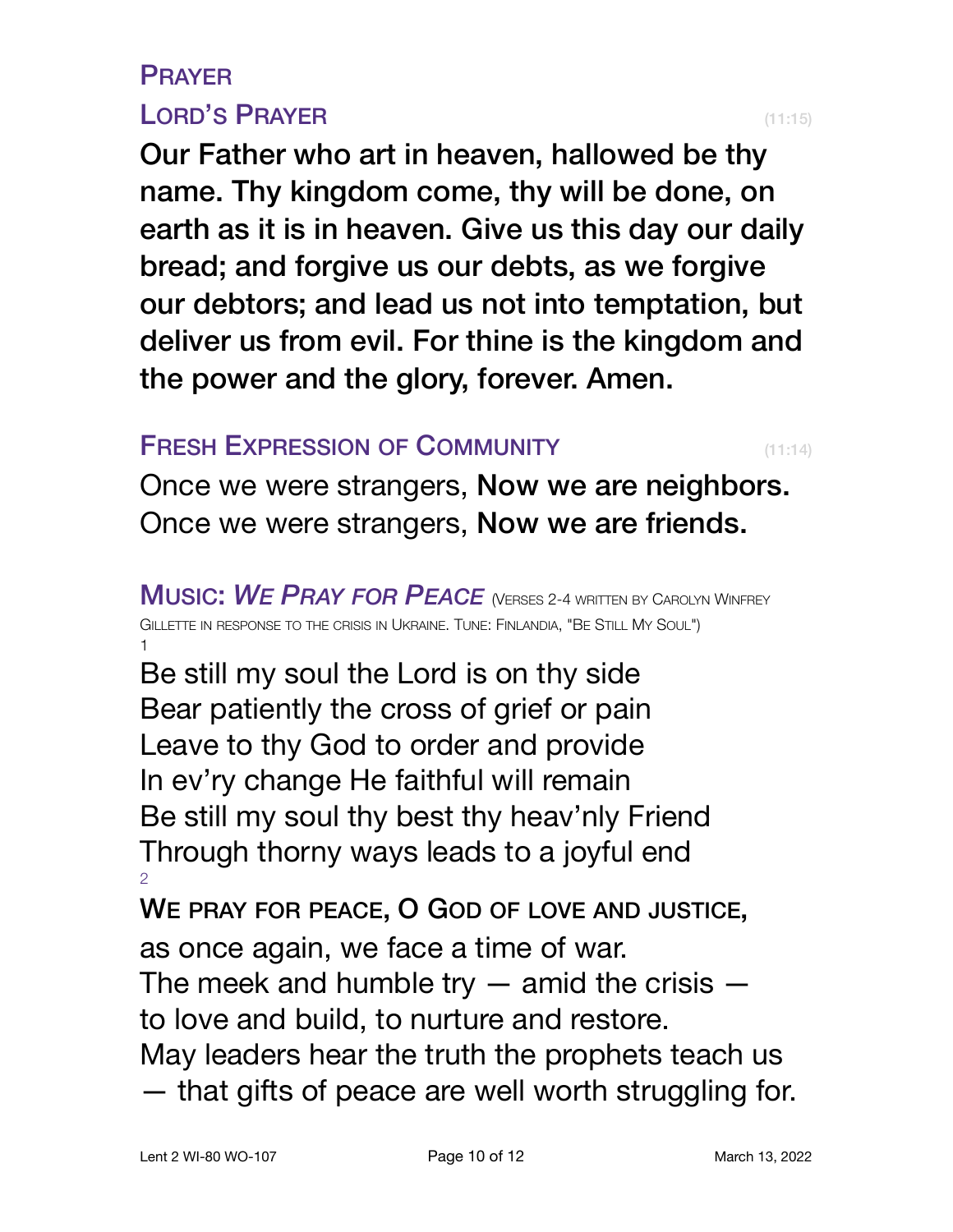## Prayer

## Lord's Prayer (11:15)

**Our Father who art in heaven, hallowed be thy name. Thy kingdom come, thy will be done, on earth as it is in heaven. Give us this day our daily bread; and forgive us our debts, as we forgive our debtors; and lead us not into temptation, but deliver us from evil. For thine is the kingdom and the power and the glory, forever. Amen.**

## Fresh Expression of Community (11:14)

Once we were strangers, **Now we are neighbors.**
Once we were strangers, **Now we are friends.**

## Music: *We Pray for Peace* (Verses 2-4 written by Carolyn Winfrey Gillette in response to the crisis in Ukraine. Tune: Finlandia, "Be Still My Soul")

1

Be still my soul the Lord is on thy side
Bear patiently the cross of grief or pain
Leave to thy God to order and provide
In ev'ry change He faithful will remain
Be still my soul thy best thy heav'nly Friend
Through thorny ways leads to a joyful end

2

**We pray for peace, O God of love and justice,**
as once again, we face a time of war.
The meek and humble try — amid the crisis —
to love and build, to nurture and restore.
May leaders hear the truth the prophets teach us
— that gifts of peace are well worth struggling for.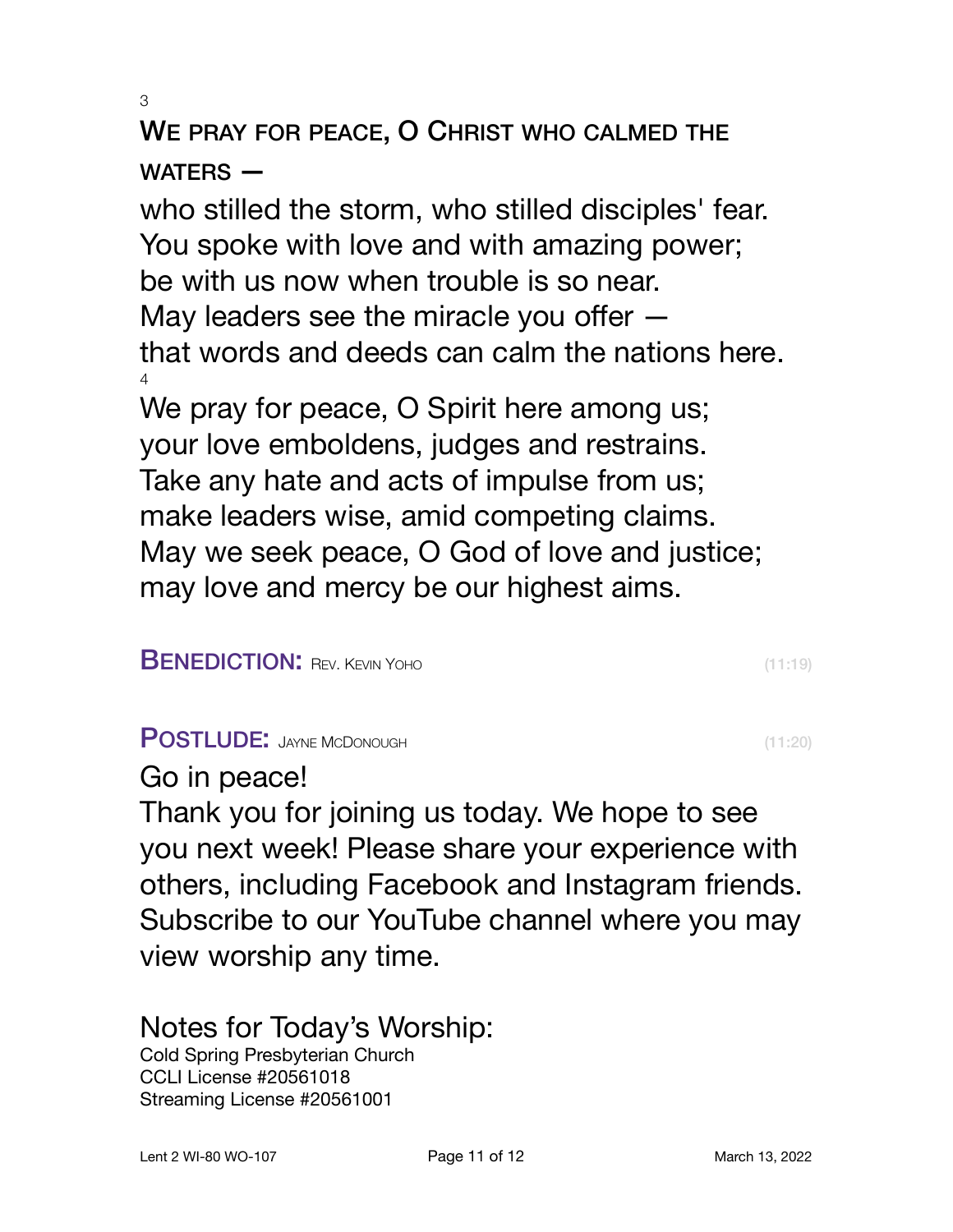3

WE PRAY FOR PEACE, O CHRIST WHO CALMED THE WATERS —
who stilled the storm, who stilled disciples' fear.
You spoke with love and with amazing power;
be with us now when trouble is so near.
May leaders see the miracle you offer —
that words and deeds can calm the nations here.

4

We pray for peace, O Spirit here among us;
your love emboldens, judges and restrains.
Take any hate and acts of impulse from us;
make leaders wise, amid competing claims.
May we seek peace, O God of love and justice;
may love and mercy be our highest aims.

## BENEDICTION: REV. KEVIN YOHO (11:19)

## POSTLUDE: JAYNE MCDONOUGH (11:20)

Go in peace!

Thank you for joining us today. We hope to see you next week! Please share your experience with others, including Facebook and Instagram friends. Subscribe to our YouTube channel where you may view worship any time.

## Notes for Today's Worship:

Cold Spring Presbyterian Church
CCLI License #20561018
Streaming License #20561001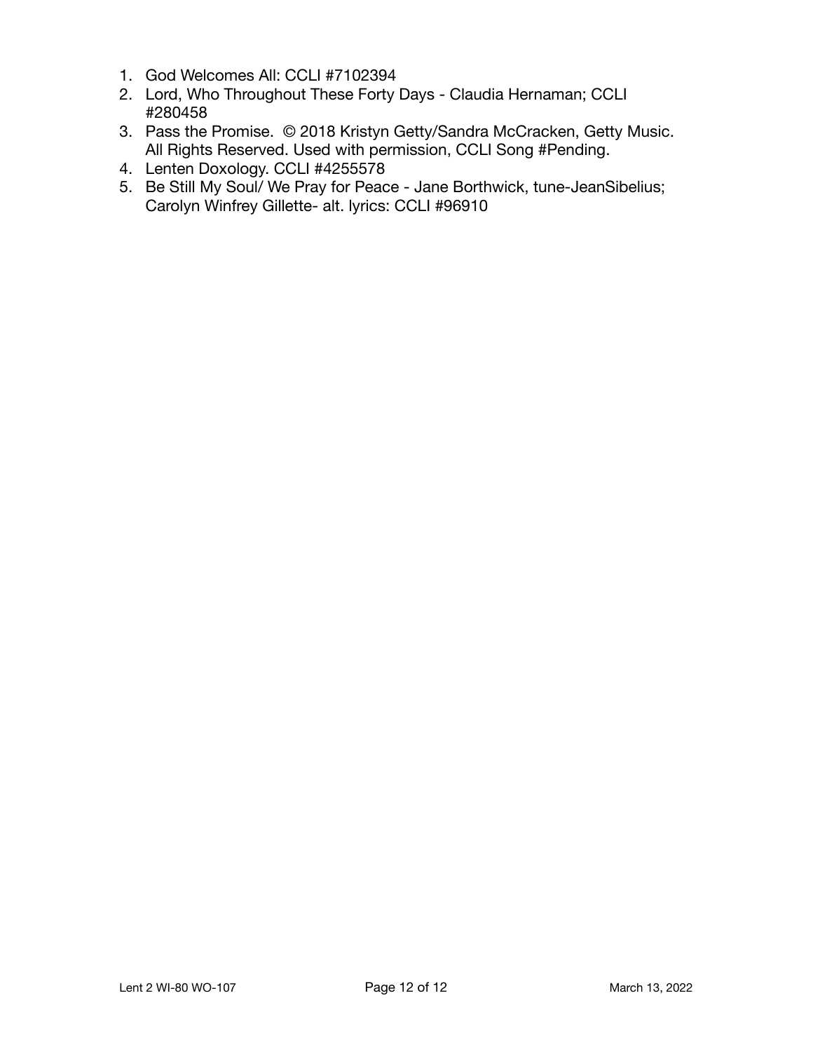1. God Welcomes All: CCLI #7102394
2. Lord, Who Throughout These Forty Days - Claudia Hernaman; CCLI #280458
3. Pass the Promise. © 2018 Kristyn Getty/Sandra McCracken, Getty Music. All Rights Reserved. Used with permission, CCLI Song #Pending.
4. Lenten Doxology. CCLI #4255578
5. Be Still My Soul/ We Pray for Peace - Jane Borthwick, tune-JeanSibelius; Carolyn Winfrey Gillette- alt. lyrics: CCLI #96910